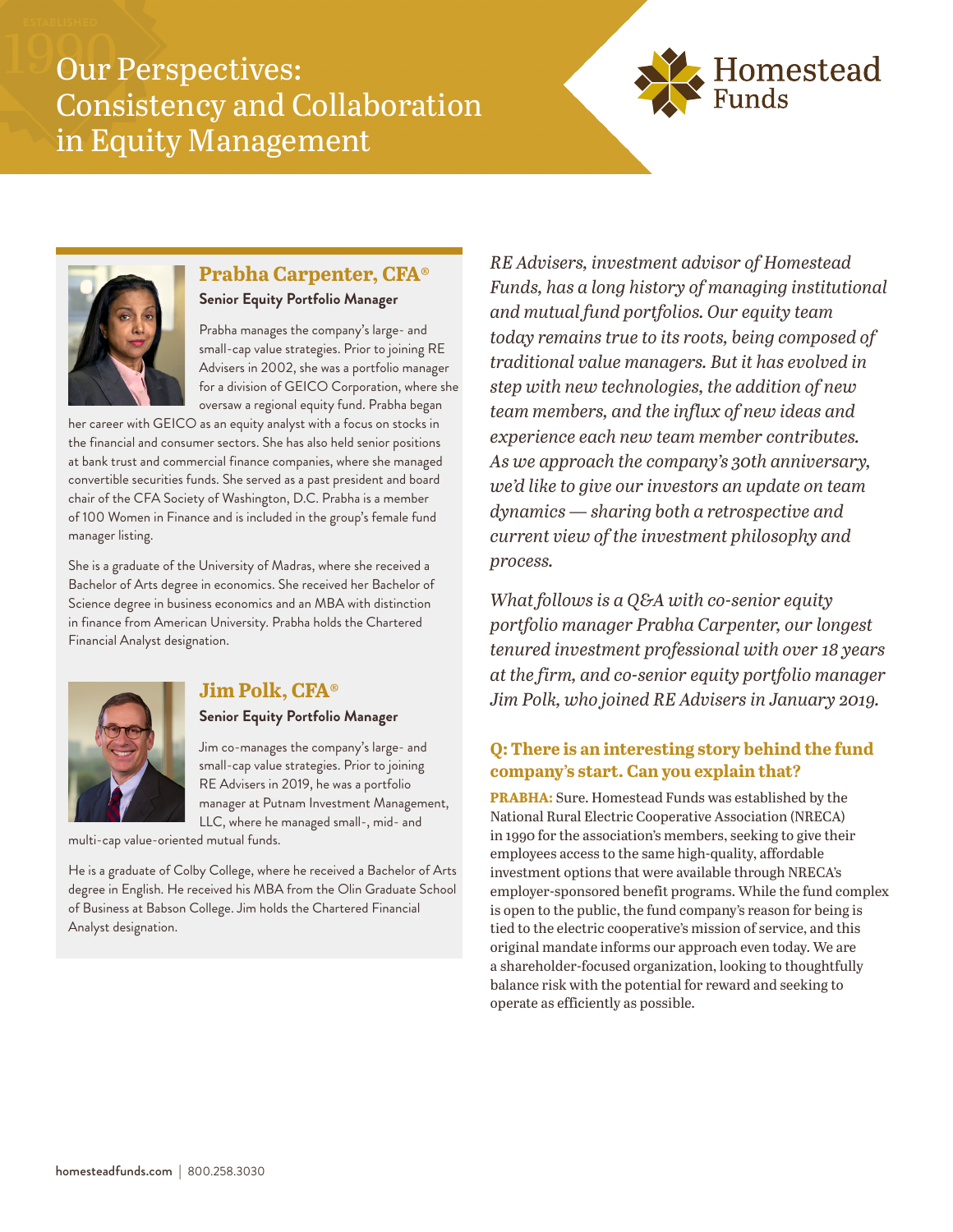# Our Perspectives: Consistency and Collaboration in Equity Management

Homestead Funds

## Prabha Carpenter, CFA®

**Senior Equity Portfolio Manager**

Prabha manages the company's large- and small-cap value strategies. Prior to joining RE Advisers in 2002, she was a portfolio manager for a division of GEICO Corporation, where she oversaw a regional equity fund. Prabha began her career with GEICO as an equity analyst with a focus on stocks in the financial and consumer sectors. She has also held senior positions at bank trust and commercial finance companies, where she managed convertible securities funds. She served as a past president and board chair of the CFA Society of Washington, D.C. Prabha is a member of 100 Women in Finance and is included in the group's female fund manager listing.

She is a graduate of the University of Madras, where she received a Bachelor of Arts degree in economics. She received her Bachelor of Science degree in business economics and an MBA with distinction in finance from American University. Prabha holds the Chartered Financial Analyst designation.

## Jim Polk, CFA®

**Senior Equity Portfolio Manager**

Jim co-manages the company's large- and small-cap value strategies. Prior to joining RE Advisers in 2019, he was a portfolio manager at Putnam Investment Management, LLC, where he managed small-, mid- and multi-cap value-oriented mutual funds.

He is a graduate of Colby College, where he received a Bachelor of Arts degree in English. He received his MBA from the Olin Graduate School of Business at Babson College. Jim holds the Chartered Financial Analyst designation.

*RE Advisers, investment advisor of Homestead Funds, has a long history of managing institutional and mutual fund portfolios. Our equity team today remains true to its roots, being composed of traditional value managers. But it has evolved in step with new technologies, the addition of new team members, and the influx of new ideas and experience each new team member contributes. As we approach the company's 30th anniversary, we'd like to give our investors an update on team dynamics — sharing both a retrospective and current view of the investment philosophy and process.*

*What follows is a Q&A with co-senior equity portfolio manager Prabha Carpenter, our longest tenured investment professional with over 18 years at the firm, and co-senior equity portfolio manager Jim Polk, who joined RE Advisers in January 2019.*

### Q: There is an interesting story behind the fund company's start. Can you explain that?

**PRABHA:** Sure. Homestead Funds was established by the National Rural Electric Cooperative Association (NRECA) in 1990 for the association's members, seeking to give their employees access to the same high-quality, affordable investment options that were available through NRECA's employer-sponsored benefit programs. While the fund complex is open to the public, the fund company's reason for being is tied to the electric cooperative's mission of service, and this original mandate informs our approach even today. We are a shareholder-focused organization, looking to thoughtfully balance risk with the potential for reward and seeking to operate as efficiently as possible.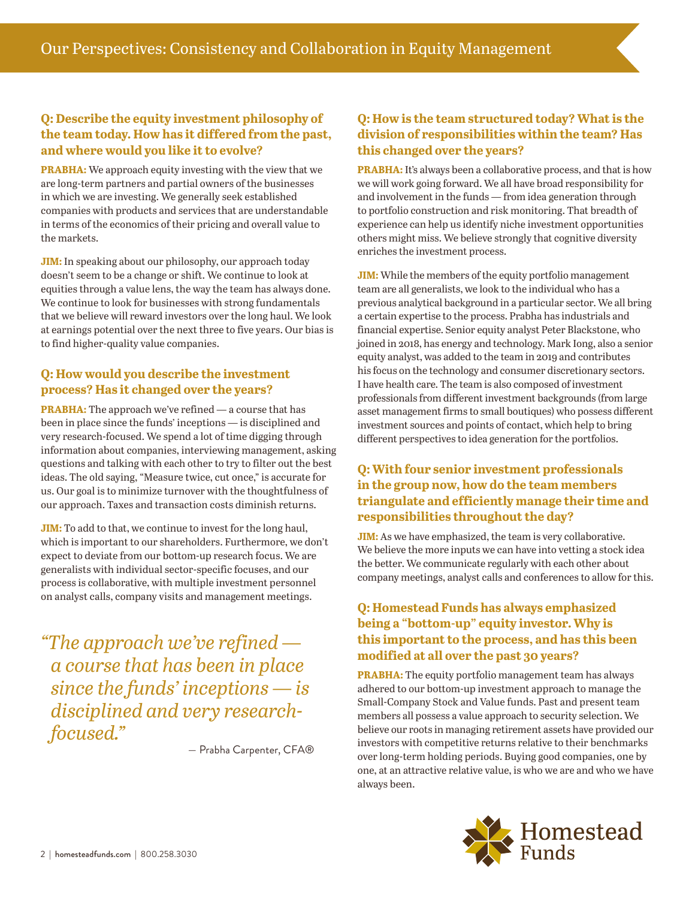# Our Perspectives: Consistency and Collaboration in Equity Management

### Q: Describe the equity investment philosophy of the team today. How has it differed from the past, and where would you like it to evolve?

**PRABHA:** We approach equity investing with the view that we are long-term partners and partial owners of the businesses in which we are investing. We generally seek established companies with products and services that are understandable in terms of the economics of their pricing and overall value to the markets.

**JIM:** In speaking about our philosophy, our approach today doesn't seem to be a change or shift. We continue to look at equities through a value lens, the way the team has always done. We continue to look for businesses with strong fundamentals that we believe will reward investors over the long haul. We look at earnings potential over the next three to five years. Our bias is to find higher-quality value companies.

### Q: How would you describe the investment process? Has it changed over the years?

**PRABHA:** The approach we've refined — a course that has been in place since the funds' inceptions — is disciplined and very research-focused. We spend a lot of time digging through information about companies, interviewing management, asking questions and talking with each other to try to filter out the best ideas. The old saying, "Measure twice, cut once," is accurate for us. Our goal is to minimize turnover with the thoughtfulness of our approach. Taxes and transaction costs diminish returns.

**JIM:** To add to that, we continue to invest for the long haul, which is important to our shareholders. Furthermore, we don't expect to deviate from our bottom-up research focus. We are generalists with individual sector-specific focuses, and our process is collaborative, with multiple investment personnel on analyst calls, company visits and management meetings.

> *"The approach we've refined — a course that has been in place since the funds' inceptions — is disciplined and very research-focused."*
>
> — Prabha Carpenter, CFA®

### Q: How is the team structured today? What is the division of responsibilities within the team? Has this changed over the years?

**PRABHA:** It's always been a collaborative process, and that is how we will work going forward. We all have broad responsibility for and involvement in the funds — from idea generation through to portfolio construction and risk monitoring. That breadth of experience can help us identify niche investment opportunities others might miss. We believe strongly that cognitive diversity enriches the investment process.

**JIM:** While the members of the equity portfolio management team are all generalists, we look to the individual who has a previous analytical background in a particular sector. We all bring a certain expertise to the process. Prabha has industrials and financial expertise. Senior equity analyst Peter Blackstone, who joined in 2018, has energy and technology. Mark Iong, also a senior equity analyst, was added to the team in 2019 and contributes his focus on the technology and consumer discretionary sectors. I have health care. The team is also composed of investment professionals from different investment backgrounds (from large asset management firms to small boutiques) who possess different investment sources and points of contact, which help to bring different perspectives to idea generation for the portfolios.

### Q: With four senior investment professionals in the group now, how do the team members triangulate and efficiently manage their time and responsibilities throughout the day?

**JIM:** As we have emphasized, the team is very collaborative. We believe the more inputs we can have into vetting a stock idea the better. We communicate regularly with each other about company meetings, analyst calls and conferences to allow for this.

### Q: Homestead Funds has always emphasized being a "bottom-up" equity investor. Why is this important to the process, and has this been modified at all over the past 30 years?

**PRABHA:** The equity portfolio management team has always adhered to our bottom-up investment approach to manage the Small-Company Stock and Value funds. Past and present team members all possess a value approach to security selection. We believe our roots in managing retirement assets have provided our investors with competitive returns relative to their benchmarks over long-term holding periods. Buying good companies, one by one, at an attractive relative value, is who we are and who we have always been.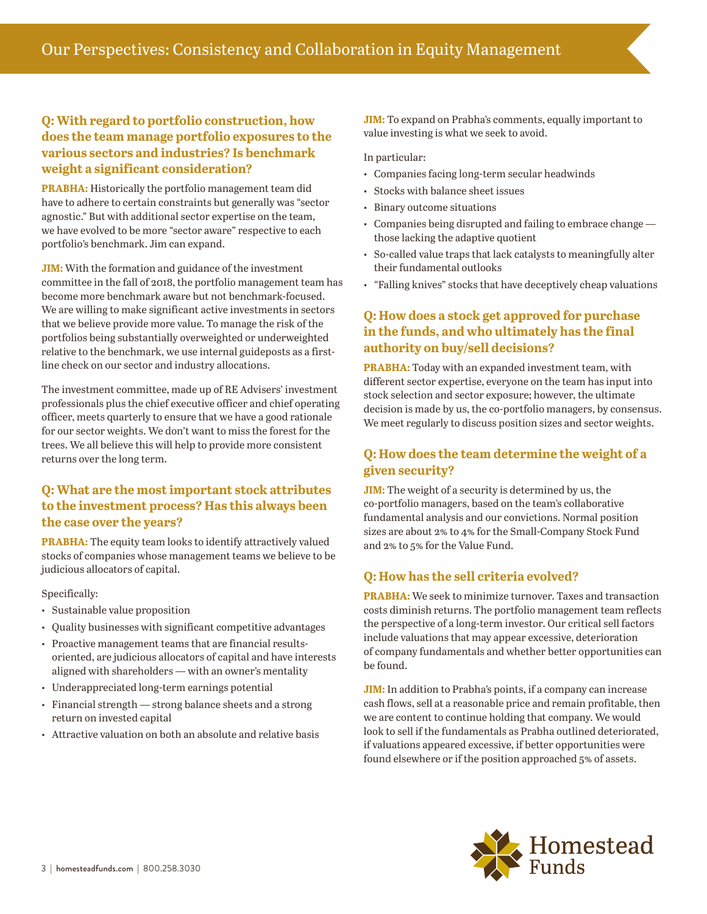## Our Perspectives: Consistency and Collaboration in Equity Management

### Q: With regard to portfolio construction, how does the team manage portfolio exposures to the various sectors and industries? Is benchmark weight a significant consideration?

**PRABHA:** Historically the portfolio management team did have to adhere to certain constraints but generally was "sector agnostic." But with additional sector expertise on the team, we have evolved to be more "sector aware" respective to each portfolio's benchmark. Jim can expand.

**JIM:** With the formation and guidance of the investment committee in the fall of 2018, the portfolio management team has become more benchmark aware but not benchmark-focused. We are willing to make significant active investments in sectors that we believe provide more value. To manage the risk of the portfolios being substantially overweighted or underweighted relative to the benchmark, we use internal guideposts as a first-line check on our sector and industry allocations.

The investment committee, made up of RE Advisers' investment professionals plus the chief executive officer and chief operating officer, meets quarterly to ensure that we have a good rationale for our sector weights. We don't want to miss the forest for the trees. We all believe this will help to provide more consistent returns over the long term.

### Q: What are the most important stock attributes to the investment process? Has this always been the case over the years?

**PRABHA:** The equity team looks to identify attractively valued stocks of companies whose management teams we believe to be judicious allocators of capital.

Specifically:

- Sustainable value proposition
- Quality businesses with significant competitive advantages
- Proactive management teams that are financial results-oriented, are judicious allocators of capital and have interests aligned with shareholders — with an owner's mentality
- Underappreciated long-term earnings potential
- Financial strength — strong balance sheets and a strong return on invested capital
- Attractive valuation on both an absolute and relative basis

**JIM:** To expand on Prabha's comments, equally important to value investing is what we seek to avoid.

In particular:

- Companies facing long-term secular headwinds
- Stocks with balance sheet issues
- Binary outcome situations
- Companies being disrupted and failing to embrace change — those lacking the adaptive quotient
- So-called value traps that lack catalysts to meaningfully alter their fundamental outlooks
- "Falling knives" stocks that have deceptively cheap valuations

### Q: How does a stock get approved for purchase in the funds, and who ultimately has the final authority on buy/sell decisions?

**PRABHA:** Today with an expanded investment team, with different sector expertise, everyone on the team has input into stock selection and sector exposure; however, the ultimate decision is made by us, the co-portfolio managers, by consensus. We meet regularly to discuss position sizes and sector weights.

### Q: How does the team determine the weight of a given security?

**JIM:** The weight of a security is determined by us, the co-portfolio managers, based on the team's collaborative fundamental analysis and our convictions. Normal position sizes are about 2% to 4% for the Small-Company Stock Fund and 2% to 5% for the Value Fund.

### Q: How has the sell criteria evolved?

**PRABHA:** We seek to minimize turnover. Taxes and transaction costs diminish returns. The portfolio management team reflects the perspective of a long-term investor. Our critical sell factors include valuations that may appear excessive, deterioration of company fundamentals and whether better opportunities can be found.

**JIM:** In addition to Prabha's points, if a company can increase cash flows, sell at a reasonable price and remain profitable, then we are content to continue holding that company. We would look to sell if the fundamentals as Prabha outlined deteriorated, if valuations appeared excessive, if better opportunities were found elsewhere or if the position approached 5% of assets.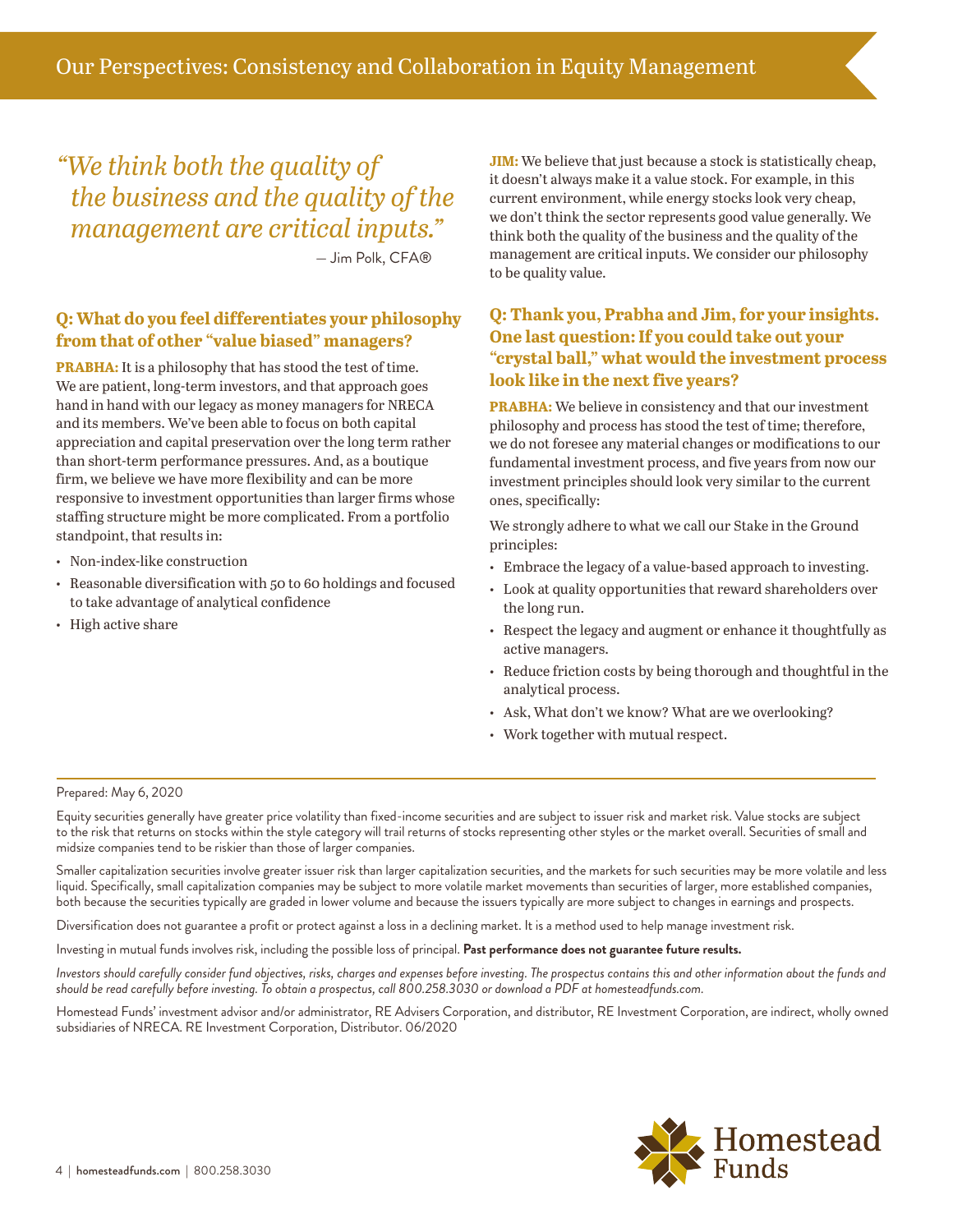*"We think both the quality of the business and the quality of the management are critical inputs."*

— Jim Polk, CFA®

### Q: What do you feel differentiates your philosophy from that of other "value biased" managers?

**PRABHA:** It is a philosophy that has stood the test of time. We are patient, long-term investors, and that approach goes hand in hand with our legacy as money managers for NRECA and its members. We've been able to focus on both capital appreciation and capital preservation over the long term rather than short-term performance pressures. And, as a boutique firm, we believe we have more flexibility and can be more responsive to investment opportunities than larger firms whose staffing structure might be more complicated. From a portfolio standpoint, that results in:

- Non-index-like construction
- Reasonable diversification with 50 to 60 holdings and focused to take advantage of analytical confidence
- High active share

**JIM:** We believe that just because a stock is statistically cheap, it doesn't always make it a value stock. For example, in this current environment, while energy stocks look very cheap, we don't think the sector represents good value generally. We think both the quality of the business and the quality of the management are critical inputs. We consider our philosophy to be quality value.

### Q: Thank you, Prabha and Jim, for your insights. One last question: If you could take out your "crystal ball," what would the investment process look like in the next five years?

**PRABHA:** We believe in consistency and that our investment philosophy and process has stood the test of time; therefore, we do not foresee any material changes or modifications to our fundamental investment process, and five years from now our investment principles should look very similar to the current ones, specifically:

We strongly adhere to what we call our Stake in the Ground principles:

- Embrace the legacy of a value-based approach to investing.
- Look at quality opportunities that reward shareholders over the long run.
- Respect the legacy and augment or enhance it thoughtfully as active managers.
- Reduce friction costs by being thorough and thoughtful in the analytical process.
- Ask, What don't we know? What are we overlooking?
- Work together with mutual respect.

---

Prepared: May 6, 2020

Equity securities generally have greater price volatility than fixed-income securities and are subject to issuer risk and market risk. Value stocks are subject to the risk that returns on stocks within the style category will trail returns of stocks representing other styles or the market overall. Securities of small and midsize companies tend to be riskier than those of larger companies.

Smaller capitalization securities involve greater issuer risk than larger capitalization securities, and the markets for such securities may be more volatile and less liquid. Specifically, small capitalization companies may be subject to more volatile market movements than securities of larger, more established companies, both because the securities typically are graded in lower volume and because the issuers typically are more subject to changes in earnings and prospects.

Diversification does not guarantee a profit or protect against a loss in a declining market. It is a method used to help manage investment risk.

Investing in mutual funds involves risk, including the possible loss of principal. **Past performance does not guarantee future results.**

*Investors should carefully consider fund objectives, risks, charges and expenses before investing. The prospectus contains this and other information about the funds and should be read carefully before investing. To obtain a prospectus, call 800.258.3030 or download a PDF at homesteadfunds.com.*

Homestead Funds' investment advisor and/or administrator, RE Advisers Corporation, and distributor, RE Investment Corporation, are indirect, wholly owned subsidiaries of NRECA. RE Investment Corporation, Distributor. 06/2020

Homestead Funds